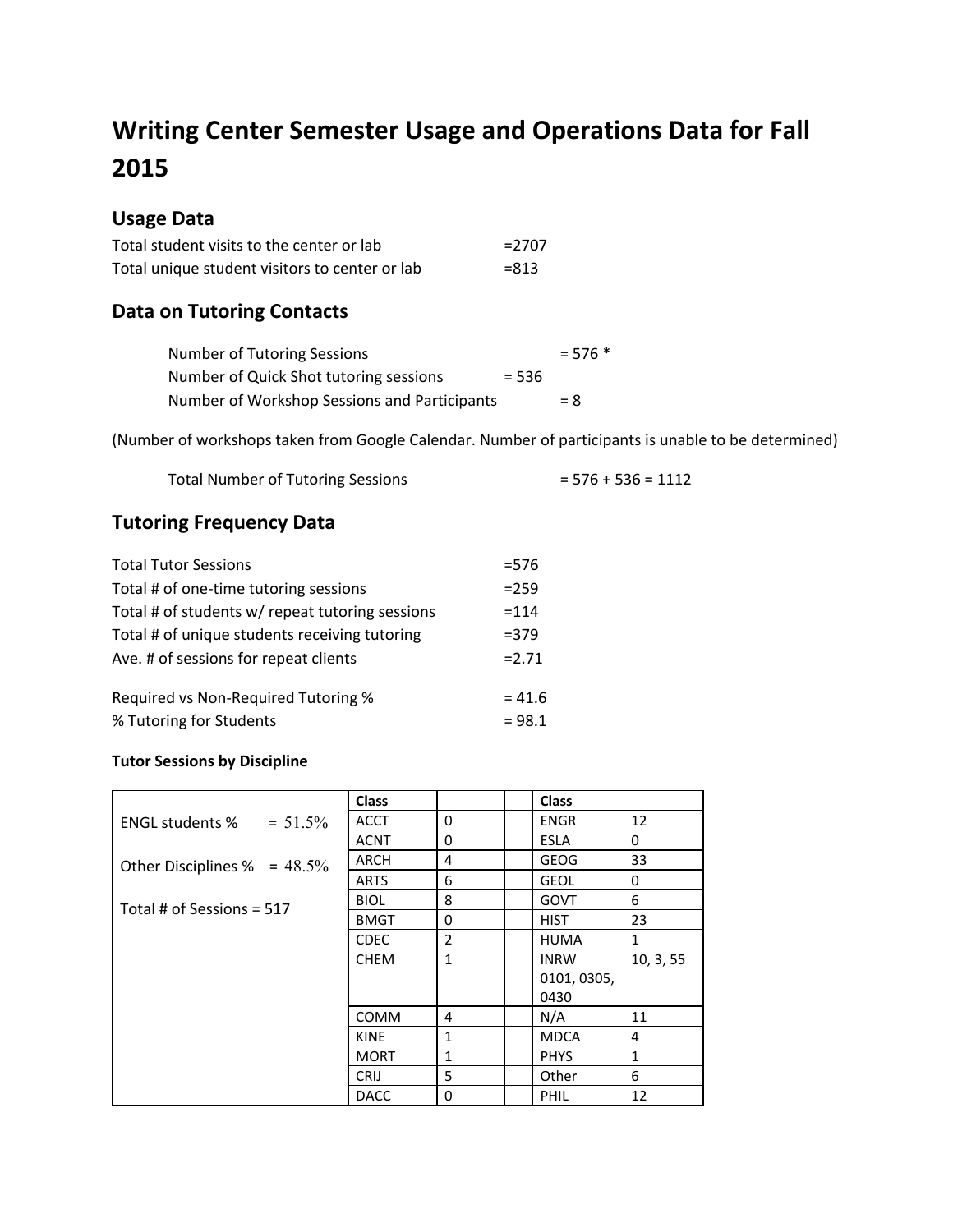# Writing Center Semester Usage and Operations Data for Fall 2015

## Usage Data

Total student visits to the center or lab =2707
Total unique student visitors to center or lab =813

## Data on Tutoring Contacts

Number of Tutoring Sessions = 576 *
Number of Quick Shot tutoring sessions = 536
Number of Workshop Sessions and Participants = 8

(Number of workshops taken from Google Calendar. Number of participants is unable to be determined)

Total Number of Tutoring Sessions = 576 + 536 = 1112

## Tutoring Frequency Data

Total Tutor Sessions =576
Total # of one-time tutoring sessions =259
Total # of students w/ repeat tutoring sessions =114
Total # of unique students receiving tutoring =379
Ave. # of sessions for repeat clients =2.71

Required vs Non-Required Tutoring % = 41.6
% Tutoring for Students = 98.1

**Tutor Sessions by Discipline**

| | Class | | | Class | |
|---|---|---|---|---|---|
| ENGL students % = 51.5% | ACCT | 0 | | ENGR | 12 |
| | ACNT | 0 | | ESLA | 0 |
| Other Disciplines % = 48.5% | ARCH | 4 | | GEOG | 33 |
| | ARTS | 6 | | GEOL | 0 |
| Total # of Sessions = 517 | BIOL | 8 | | GOVT | 6 |
| | BMGT | 0 | | HIST | 23 |
| | CDEC | 2 | | HUMA | 1 |
| | CHEM | 1 | | INRW 0101, 0305, 0430 | 10, 3, 55 |
| | COMM | 4 | | N/A | 11 |
| | KINE | 1 | | MDCA | 4 |
| | MORT | 1 | | PHYS | 1 |
| | CRIJ | 5 | | Other | 6 |
| | DACC | 0 | | PHIL | 12 |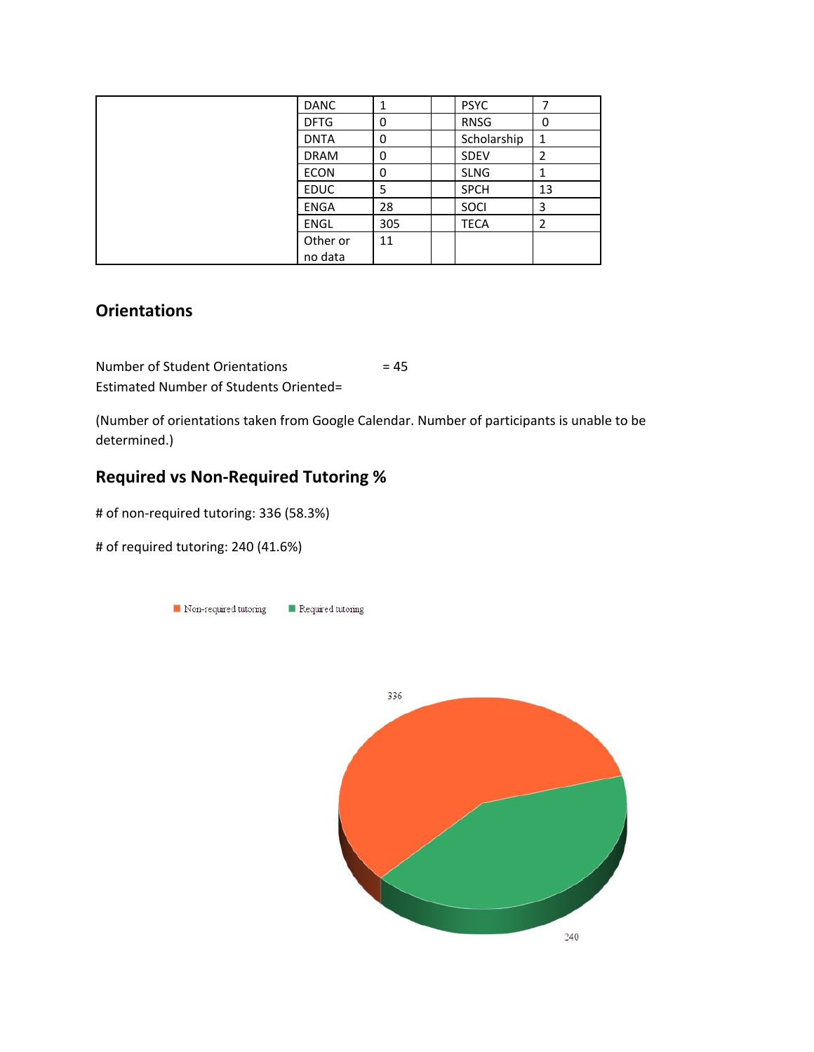| | | | | | |
|---|---|---|---|---|---|
| | DANC | 1 | | PSYC | 7 |
| | DFTG | 0 | | RNSG | 0 |
| | DNTA | 0 | | Scholarship | 1 |
| | DRAM | 0 | | SDEV | 2 |
| | ECON | 0 | | SLNG | 1 |
| | EDUC | 5 | | SPCH | 13 |
| | ENGA | 28 | | SOCI | 3 |
| | ENGL | 305 | | TECA | 2 |
| | Other or no data | 11 | | | |

## Orientations

Number of Student Orientations = 45
Estimated Number of Students Oriented=

(Number of orientations taken from Google Calendar. Number of participants is unable to be determined.)

## Required vs Non-Required Tutoring %

# of non-required tutoring: 336 (58.3%)

# of required tutoring: 240 (41.6%)

Non-required tutoring   Required tutoring

336

240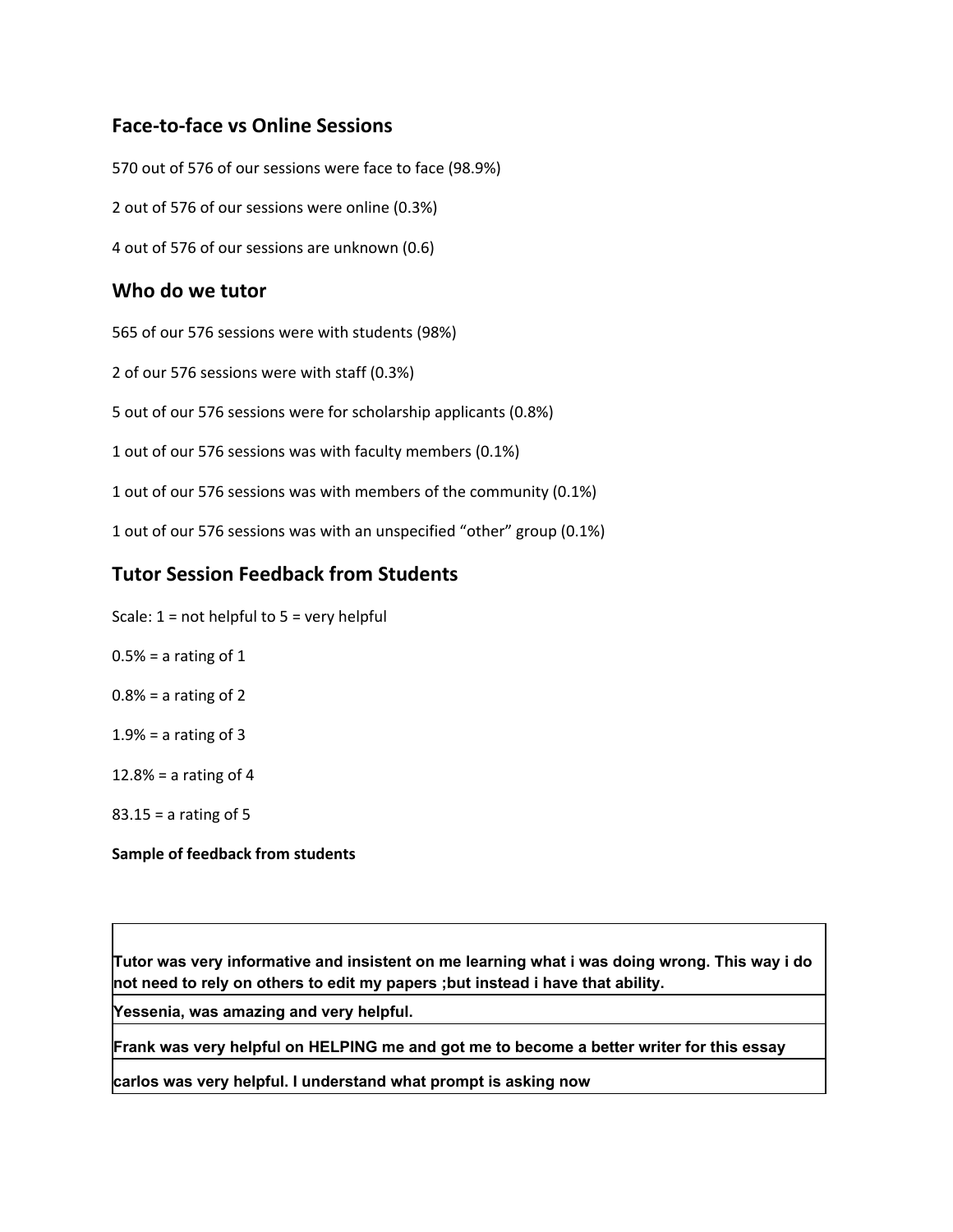## Face-to-face vs Online Sessions

570 out of 576 of our sessions were face to face (98.9%)

2 out of 576 of our sessions were online (0.3%)

4 out of 576 of our sessions are unknown (0.6)

## Who do we tutor

565 of our 576 sessions were with students (98%)

2 of our 576 sessions were with staff (0.3%)

5 out of our 576 sessions were for scholarship applicants (0.8%)

1 out of our 576 sessions was with faculty members (0.1%)

1 out of our 576 sessions was with members of the community (0.1%)

1 out of our 576 sessions was with an unspecified "other" group (0.1%)

## Tutor Session Feedback from Students

Scale: 1 = not helpful to 5 = very helpful

0.5% = a rating of 1

0.8% = a rating of 2

1.9% = a rating of 3

12.8% = a rating of 4

83.15 = a rating of 5

**Sample of feedback from students**

| |
|---|
| **Tutor was very informative and insistent on me learning what i was doing wrong. This way i do not need to rely on others to edit my papers ;but instead i have that ability.** |
| **Yessenia, was amazing and very helpful.** |
| **Frank was very helpful on HELPING me and got me to become a better writer for this essay** |
| **carlos was very helpful. I understand what prompt is asking now** |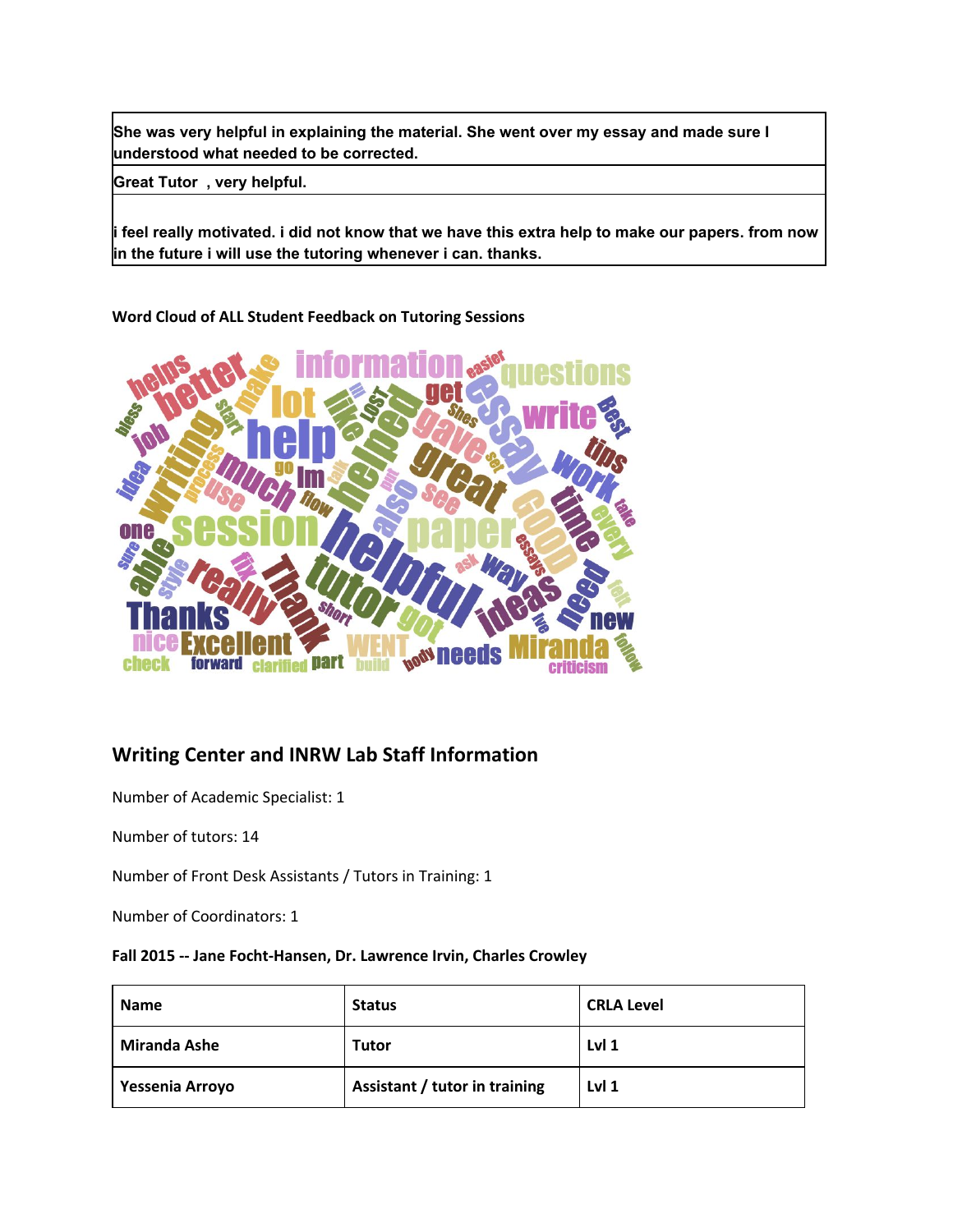| She was very helpful in explaining the material. She went over my essay and made sure I understood what needed to be corrected. |
| --- |
| Great Tutor , very helpful. |
| i feel really motivated. i did not know that we have this extra help to make our papers. from now in the future i will use the tutoring whenever i can. thanks. |

**Word Cloud of ALL Student Feedback on Tutoring Sessions**

## Writing Center and INRW Lab Staff Information

Number of Academic Specialist: 1

Number of tutors: 14

Number of Front Desk Assistants / Tutors in Training: 1

Number of Coordinators: 1

**Fall 2015 -- Jane Focht-Hansen, Dr. Lawrence Irvin, Charles Crowley**

| Name | Status | CRLA Level |
| --- | --- | --- |
| Miranda Ashe | Tutor | Lvl 1 |
| Yessenia Arroyo | Assistant / tutor in training | Lvl 1 |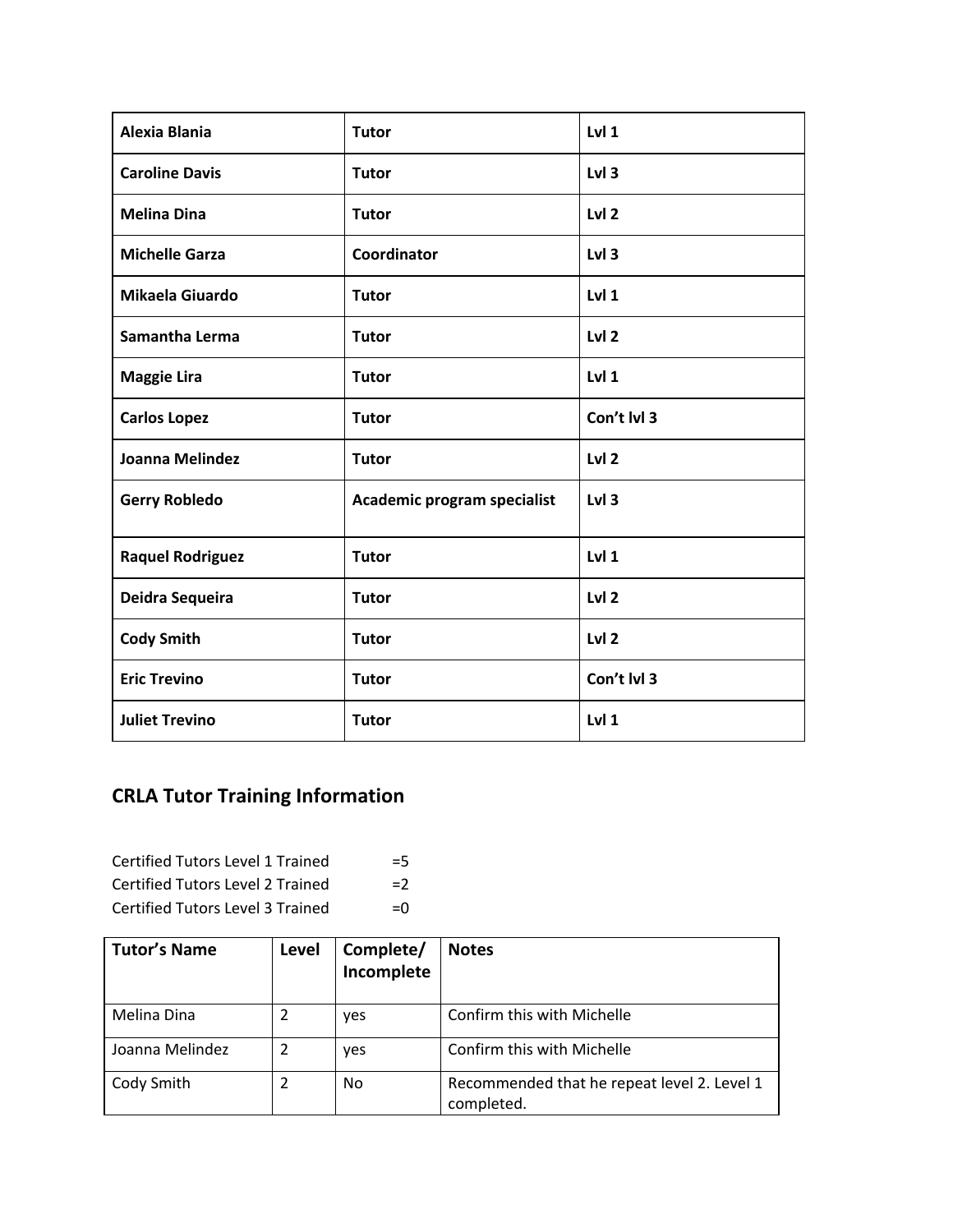| | | |
|---|---|---|
| **Alexia Blania** | **Tutor** | **Lvl 1** |
| **Caroline Davis** | **Tutor** | **Lvl 3** |
| **Melina Dina** | **Tutor** | **Lvl 2** |
| **Michelle Garza** | **Coordinator** | **Lvl 3** |
| **Mikaela Giuardo** | **Tutor** | **Lvl 1** |
| **Samantha Lerma** | **Tutor** | **Lvl 2** |
| **Maggie Lira** | **Tutor** | **Lvl 1** |
| **Carlos Lopez** | **Tutor** | **Con't lvl 3** |
| **Joanna Melindez** | **Tutor** | **Lvl 2** |
| **Gerry Robledo** | **Academic program specialist** | **Lvl 3** |
| **Raquel Rodriguez** | **Tutor** | **Lvl 1** |
| **Deidra Sequeira** | **Tutor** | **Lvl 2** |
| **Cody Smith** | **Tutor** | **Lvl 2** |
| **Eric Trevino** | **Tutor** | **Con't lvl 3** |
| **Juliet Trevino** | **Tutor** | **Lvl 1** |

## CRLA Tutor Training Information

Certified Tutors Level 1 Trained =5
Certified Tutors Level 2 Trained =2
Certified Tutors Level 3 Trained =0

| Tutor's Name | Level | Complete/ Incomplete | Notes |
|---|---|---|---|
| Melina Dina | 2 | yes | Confirm this with Michelle |
| Joanna Melindez | 2 | yes | Confirm this with Michelle |
| Cody Smith | 2 | No | Recommended that he repeat level 2. Level 1 completed. |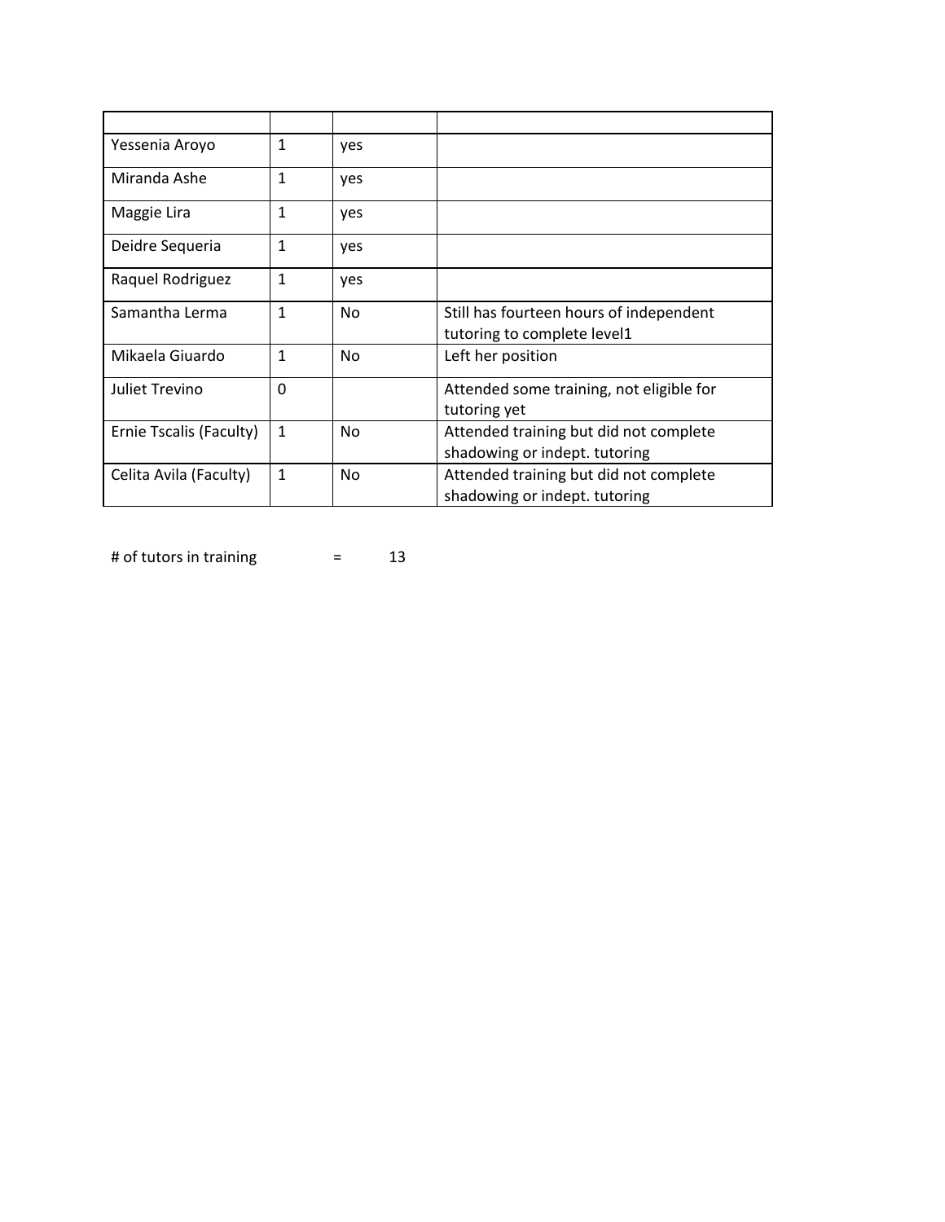| | | | |
|---|---|---|---|
| Yessenia Aroyo | 1 | yes | |
| Miranda Ashe | 1 | yes | |
| Maggie Lira | 1 | yes | |
| Deidre Sequeria | 1 | yes | |
| Raquel Rodriguez | 1 | yes | |
| Samantha Lerma | 1 | No | Still has fourteen hours of independent tutoring to complete level1 |
| Mikaela Giuardo | 1 | No | Left her position |
| Juliet Trevino | 0 | | Attended some training, not eligible for tutoring yet |
| Ernie Tscalis (Faculty) | 1 | No | Attended training but did not complete shadowing or indept. tutoring |
| Celita Avila (Faculty) | 1 | No | Attended training but did not complete shadowing or indept. tutoring |

# of tutors in training = 13